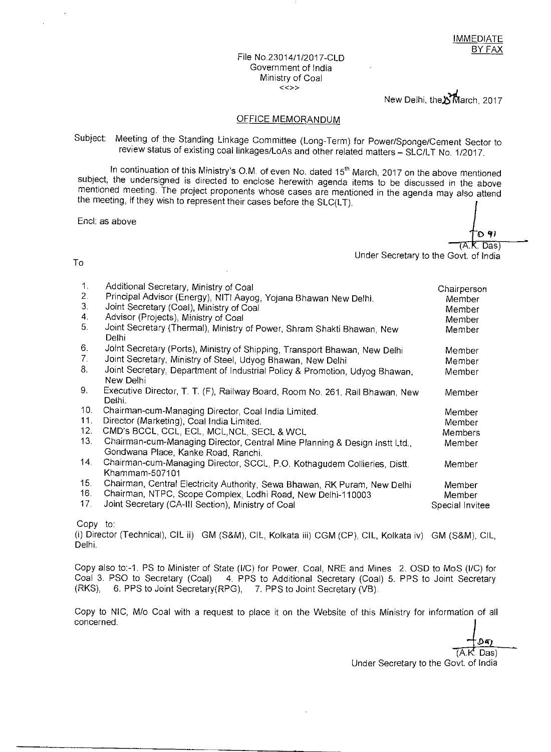IMMEDIATE
BY FAX

File No.23014/1/2017-CLD
Government of India
Ministry of Coal
<<>>

New Delhi, the 23 March, 2017

## OFFICE MEMORANDUM

Subject: Meeting of the Standing Linkage Committee (Long-Term) for Power/Sponge/Cement Sector to review status of existing coal linkages/LoAs and other related matters – SLC/LT No. 1/2017.

In continuation of this Ministry's O.M. of even No. dated 15th March, 2017 on the above mentioned subject, the undersigned is directed to enclose herewith agenda items to be discussed in the above mentioned meeting. The project proponents whose cases are mentioned in the agenda may also attend the meeting, if they wish to represent their cases before the SLC(LT).

Encl: as above

(A.K. Das)
Under Secretary to the Govt. of India

To

| | | |
|---|---|---|
| 1. | Additional Secretary, Ministry of Coal | Chairperson |
| 2. | Principal Advisor (Energy), NITI Aayog, Yojana Bhawan New Delhi. | Member |
| 3. | Joint Secretary (Coal), Ministry of Coal | Member |
| 4. | Advisor (Projects), Ministry of Coal | Member |
| 5. | Joint Secretary (Thermal), Ministry of Power, Shram Shakti Bhawan, New Delhi | Member |
| 6. | Joint Secretary (Ports), Ministry of Shipping, Transport Bhawan, New Delhi | Member |
| 7. | Joint Secretary, Ministry of Steel, Udyog Bhawan, New Delhi | Member |
| 8. | Joint Secretary, Department of Industrial Policy & Promotion, Udyog Bhawan, New Delhi | Member |
| 9. | Executive Director, T. T. (F), Railway Board, Room No. 261, Rail Bhawan, New Delhi. | Member |
| 10. | Chairman-cum-Managing Director, Coal India Limited. | Member |
| 11. | Director (Marketing), Coal India Limited. | Member |
| 12. | CMD's BCCL, CCL, ECL, MCL,NCL, SECL & WCL | Members |
| 13. | Chairman-cum-Managing Director, Central Mine Planning & Design Instt Ltd., Gondwana Place, Kanke Road, Ranchi. | Member |
| 14. | Chairman-cum-Managing Director, SCCL, P.O. Kothagudem Collieries, Distt. Khammam-507101 | Member |
| 15. | Chairman, Central Electricity Authority, Sewa Bhawan, RK Puram, New Delhi | Member |
| 16. | Chairman, NTPC, Scope Complex, Lodhi Road, New Delhi-110003 | Member |
| 17. | Joint Secretary (CA-III Section), Ministry of Coal | Special Invitee |

Copy to:
(i) Director (Technical), CIL ii) GM (S&M), CIL, Kolkata iii) CGM (CP), CIL, Kolkata iv) GM (S&M), CIL, Delhi.

Copy also to:-1. PS to Minister of State (I/C) for Power, Coal, NRE and Mines 2. OSD to MoS (I/C) for Coal 3. PSO to Secretary (Coal) 4. PPS to Additional Secretary (Coal) 5. PPS to Joint Secretary (RKS), 6. PPS to Joint Secretary(RPG), 7. PPS to Joint Secretary (VB).

Copy to NIC, M/o Coal with a request to place it on the Website of this Ministry for information of all concerned.

(A.K. Das)
Under Secretary to the Govt. of India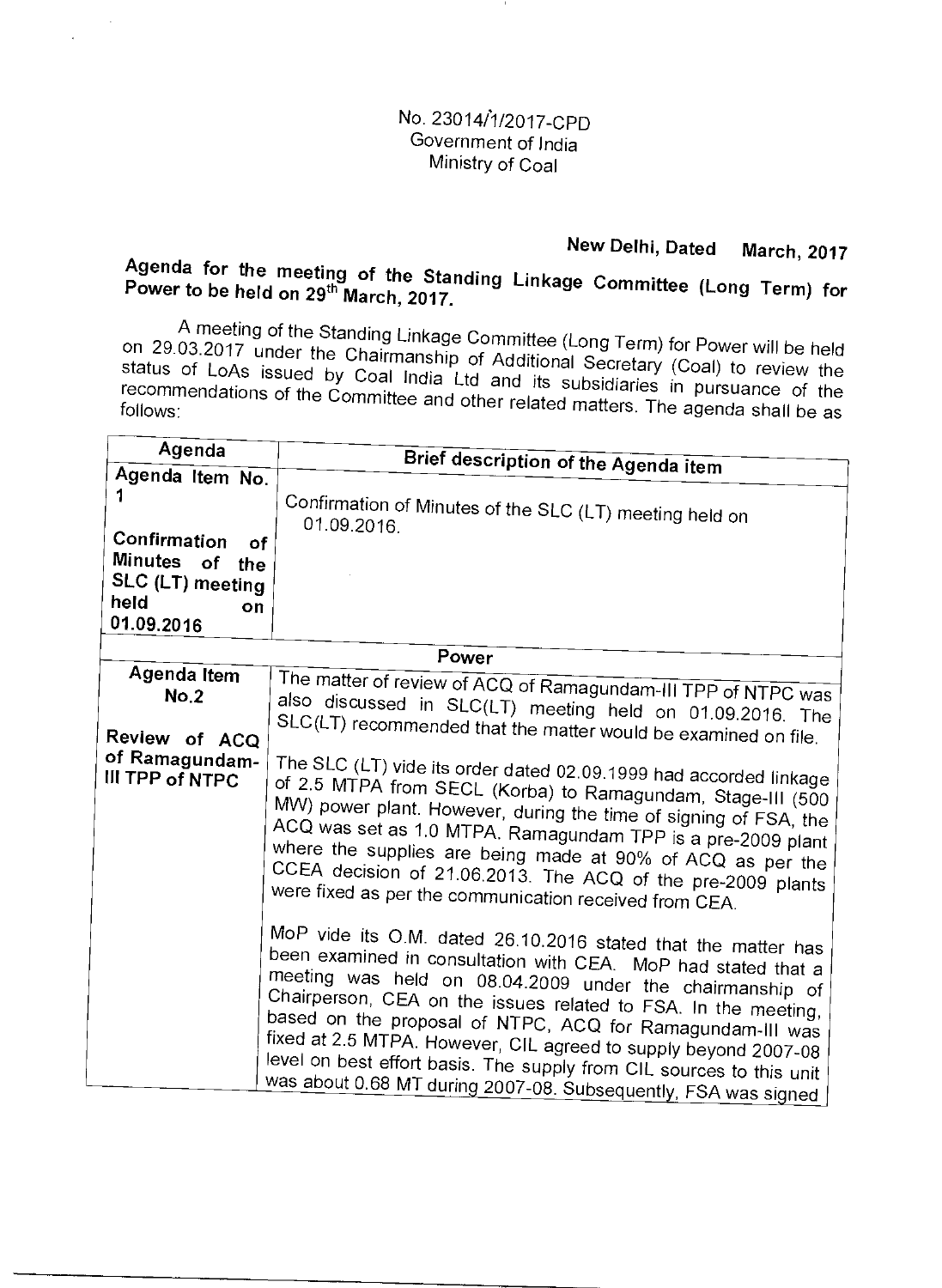No. 23014/1/2017-CPD
Government of India
Ministry of Coal

**New Delhi, Dated March, 2017**

**Agenda for the meeting of the Standing Linkage Committee (Long Term) for Power to be held on 29th March, 2017.**

A meeting of the Standing Linkage Committee (Long Term) for Power will be held on 29.03.2017 under the Chairmanship of Additional Secretary (Coal) to review the status of LoAs issued by Coal India Ltd and its subsidiaries in pursuance of the recommendations of the Committee and other related matters. The agenda shall be as follows:

| Agenda | Brief description of the Agenda item |
|---|---|
| **Agenda Item No. 1**<br><br>**Confirmation of Minutes of the SLC (LT) meeting held on 01.09.2016** | Confirmation of Minutes of the SLC (LT) meeting held on 01.09.2016. |
| **Power** | |
| **Agenda Item No.2**<br><br>**Review of ACQ of Ramagundam-III TPP of NTPC** | The matter of review of ACQ of Ramagundam-III TPP of NTPC was also discussed in SLC(LT) meeting held on 01.09.2016. The SLC(LT) recommended that the matter would be examined on file.<br><br>The SLC (LT) vide its order dated 02.09.1999 had accorded linkage of 2.5 MTPA from SECL (Korba) to Ramagundam, Stage-III (500 MW) power plant. However, during the time of signing of FSA, the ACQ was set as 1.0 MTPA. Ramagundam TPP is a pre-2009 plant where the supplies are being made at 90% of ACQ as per the CCEA decision of 21.06.2013. The ACQ of the pre-2009 plants were fixed as per the communication received from CEA.<br><br>MoP vide its O.M. dated 26.10.2016 stated that the matter has been examined in consultation with CEA. MoP had stated that a meeting was held on 08.04.2009 under the chairmanship of Chairperson, CEA on the issues related to FSA. In the meeting, based on the proposal of NTPC, ACQ for Ramagundam-III was fixed at 2.5 MTPA. However, CIL agreed to supply beyond 2007-08 level on best effort basis. The supply from CIL sources to this unit was about 0.68 MT during 2007-08. Subsequently, FSA was signed |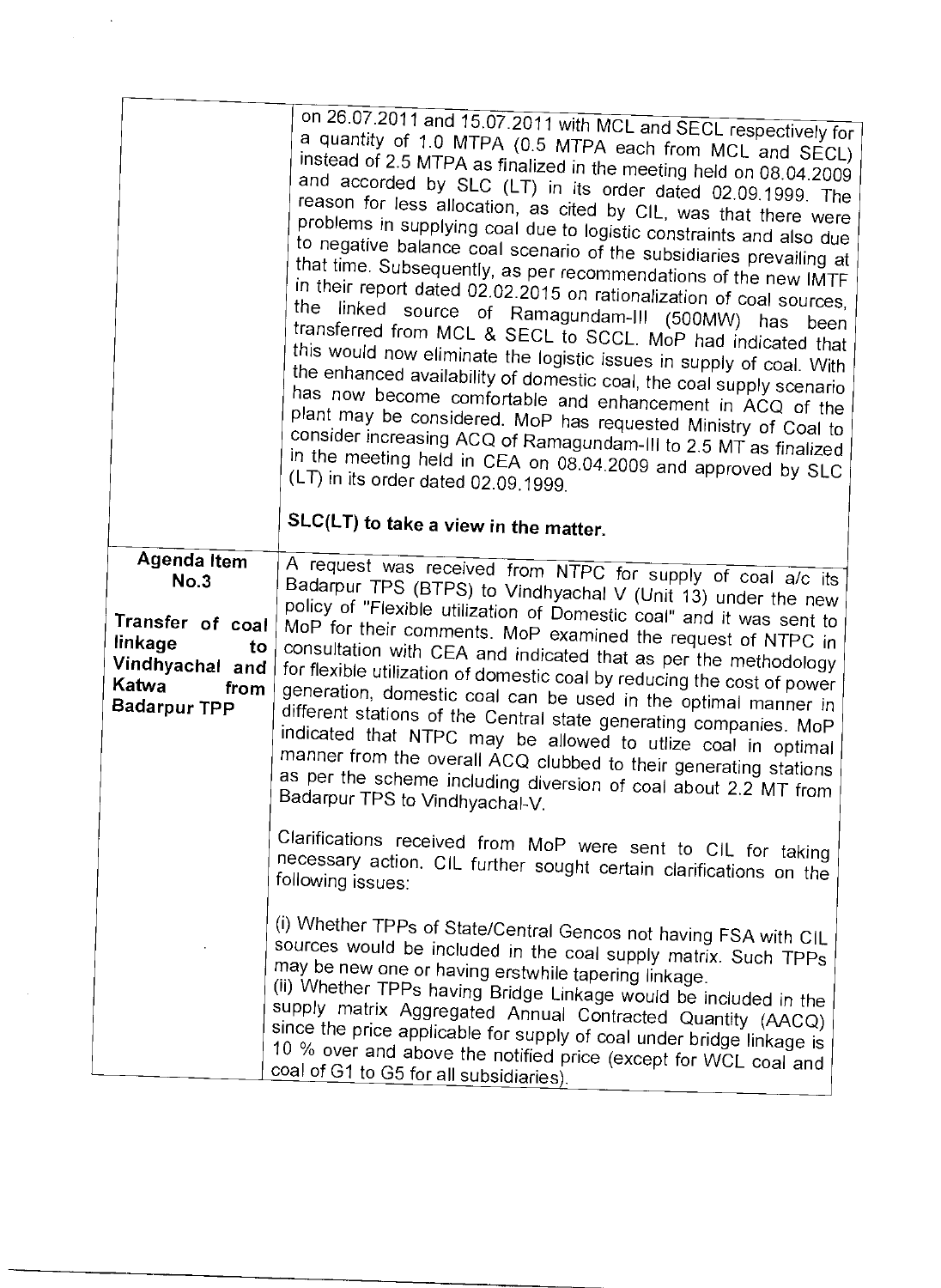| | |
|---|---|
| | on 26.07.2011 and 15.07.2011 with MCL and SECL respectively for a quantity of 1.0 MTPA (0.5 MTPA each from MCL and SECL) instead of 2.5 MTPA as finalized in the meeting held on 08.04.2009 and accorded by SLC (LT) in its order dated 02.09.1999. The reason for less allocation, as cited by CIL, was that there were problems in supplying coal due to logistic constraints and also due to negative balance coal scenario of the subsidiaries prevailing at that time. Subsequently, as per recommendations of the new IMTF in their report dated 02.02.2015 on rationalization of coal sources, the linked source of Ramagundam-III (500MW) has been transferred from MCL & SECL to SCCL. MoP had indicated that this would now eliminate the logistic issues in supply of coal. With the enhanced availability of domestic coal, the coal supply scenario has now become comfortable and enhancement in ACQ of the plant may be considered. MoP has requested Ministry of Coal to consider increasing ACQ of Ramagundam-III to 2.5 MT as finalized in the meeting held in CEA on 08.04.2009 and approved by SLC (LT) in its order dated 02.09.1999.<br><br>**SLC(LT) to take a view in the matter.** |
| **Agenda Item No.3**<br><br>**Transfer of coal linkage to Vindhyachal and Katwa from Badarpur TPP** | A request was received from NTPC for supply of coal a/c its Badarpur TPS (BTPS) to Vindhyachal V (Unit 13) under the new policy of "Flexible utilization of Domestic coal" and it was sent to MoP for their comments. MoP examined the request of NTPC in consultation with CEA and indicated that as per the methodology for flexible utilization of domestic coal by reducing the cost of power generation, domestic coal can be used in the optimal manner in different stations of the Central state generating companies. MoP indicated that NTPC may be allowed to utlize coal in optimal manner from the overall ACQ clubbed to their generating stations as per the scheme including diversion of coal about 2.2 MT from Badarpur TPS to Vindhyachal-V.<br><br>Clarifications received from MoP were sent to CIL for taking necessary action. CIL further sought certain clarifications on the following issues:<br><br>(i) Whether TPPs of State/Central Gencos not having FSA with CIL sources would be included in the coal supply matrix. Such TPPs may be new one or having erstwhile tapering linkage.<br>(ii) Whether TPPs having Bridge Linkage would be included in the supply matrix Aggregated Annual Contracted Quantity (AACQ) since the price applicable for supply of coal under bridge linkage is 10 % over and above the notified price (except for WCL coal and coal of G1 to G5 for all subsidiaries). |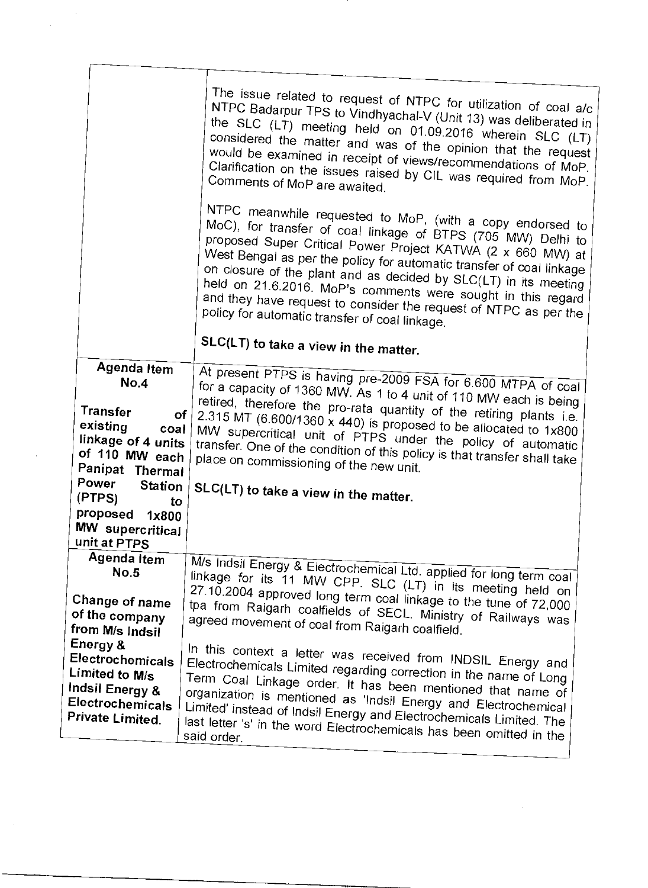| | |
|---|---|
| | The issue related to request of NTPC for utilization of coal a/c NTPC Badarpur TPS to Vindhyachal-V (Unit 13) was deliberated in the SLC (LT) meeting held on 01.09.2016 wherein SLC (LT) considered the matter and was of the opinion that the request would be examined in receipt of views/recommendations of MoP. Clarification on the issues raised by CIL was required from MoP. Comments of MoP are awaited.<br><br>NTPC meanwhile requested to MoP, (with a copy endorsed to MoC), for transfer of coal linkage of BTPS (705 MW) Delhi to proposed Super Critical Power Project KATWA (2 x 660 MW) at West Bengal as per the policy for automatic transfer of coal linkage on closure of the plant and as decided by SLC(LT) in its meeting held on 21.6.2016. MoP's comments were sought in this regard and they have request to consider the request of NTPC as per the policy for automatic transfer of coal linkage.<br><br>**SLC(LT) to take a view in the matter.** |
| **Agenda Item No.4**<br><br>**Transfer of existing coal linkage of 4 units of 110 MW each Panipat Thermal Power Station (PTPS) to proposed 1x800 MW supercritical unit at PTPS** | At present PTPS is having pre-2009 FSA for 6.600 MTPA of coal for a capacity of 1360 MW. As 1 to 4 unit of 110 MW each is being retired, therefore the pro-rata quantity of the retiring plants i.e. 2.315 MT (6.600/1360 x 440) is proposed to be allocated to 1x800 MW supercritical unit of PTPS under the policy of automatic transfer. One of the condition of this policy is that transfer shall take place on commissioning of the new unit.<br><br>**SLC(LT) to take a view in the matter.** |
| **Agenda Item No.5**<br><br>**Change of name of the company from M/s Indsil Energy & Electrochemicals Limited to M/s Indsil Energy & Electrochemicals Private Limited.** | M/s Indsil Energy & Electrochemical Ltd. applied for long term coal linkage for its 11 MW CPP. SLC (LT) in its meeting held on 27.10.2004 approved long term coal linkage to the tune of 72,000 tpa from Raigarh coalfields of SECL. Ministry of Railways was agreed movement of coal from Raigarh coalfield.<br><br>In this context a letter was received from INDSIL Energy and Electrochemicals Limited regarding correction in the name of Long Term Coal Linkage order. It has been mentioned that name of organization is mentioned as 'Indsil Energy and Electrochemical Limited' instead of Indsil Energy and Electrochemicals Limited. The last letter 's' in the word Electrochemicals has been omitted in the said order. |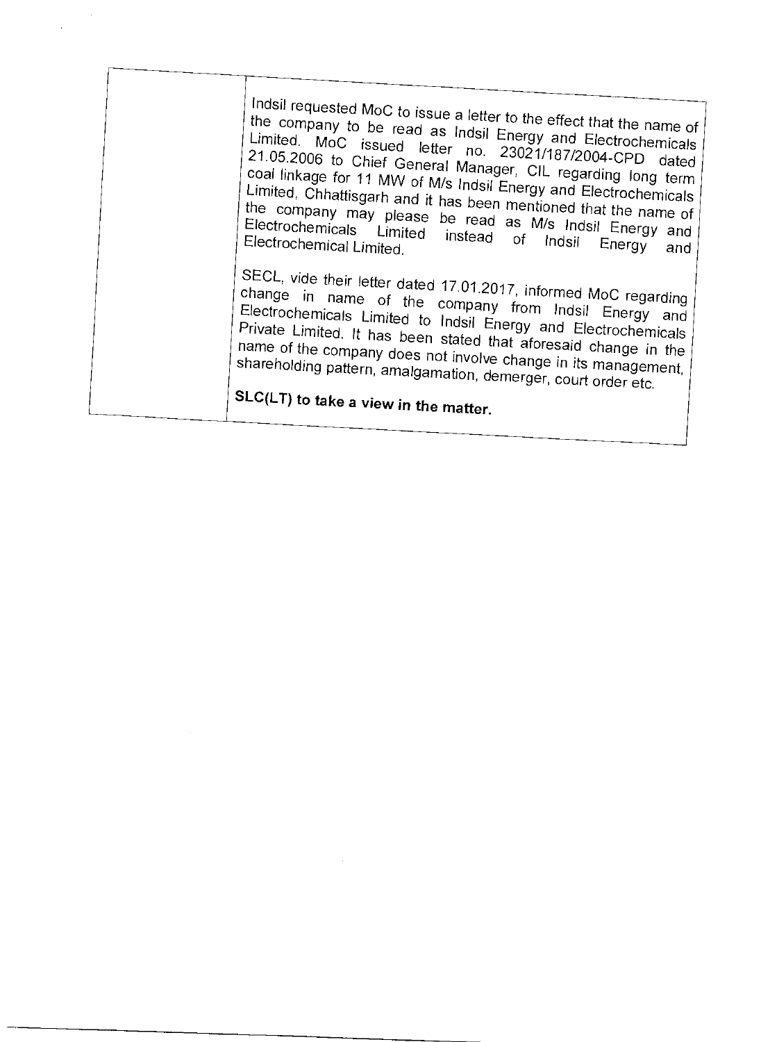| | |
|---|---|
| | Indsil requested MoC to issue a letter to the effect that the name of the company to be read as Indsil Energy and Electrochemicals Limited. MoC issued letter no. 23021/187/2004-CPD dated 21.05.2006 to Chief General Manager, CIL regarding long term coal linkage for 11 MW of M/s Indsil Energy and Electrochemicals Limited, Chhattisgarh and it has been mentioned that the name of the company may please be read as M/s Indsil Energy and Electrochemicals Limited instead of Indsil Energy and Electrochemical Limited.<br><br>SECL, vide their letter dated 17.01.2017, informed MoC regarding change in name of the company from Indsil Energy and Electrochemicals Limited to Indsil Energy and Electrochemicals Private Limited. It has been stated that aforesaid change in the name of the company does not involve change in its management, shareholding pattern, amalgamation, demerger, court order etc.<br><br>**SLC(LT) to take a view in the matter.** |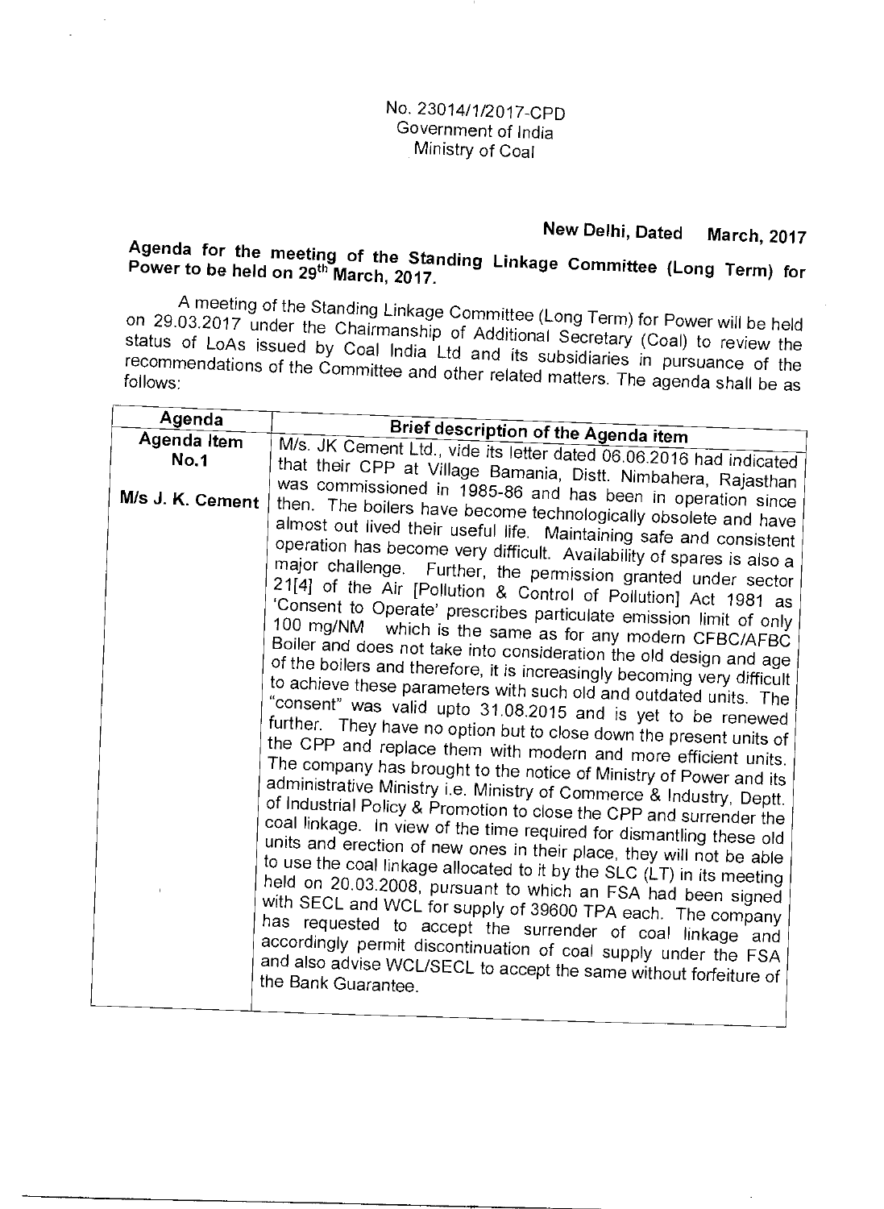No. 23014/1/2017-CPD
Government of India
Ministry of Coal

**New Delhi, Dated March, 2017**

**Agenda for the meeting of the Standing Linkage Committee (Long Term) for Power to be held on 29th March, 2017.**

A meeting of the Standing Linkage Committee (Long Term) for Power will be held on 29.03.2017 under the Chairmanship of Additional Secretary (Coal) to review the status of LoAs issued by Coal India Ltd and its subsidiaries in pursuance of the recommendations of the Committee and other related matters. The agenda shall be as follows:

| Agenda | Brief description of the Agenda item |
|---|---|
| **Agenda Item No.1**<br><br>**M/s J. K. Cement** | M/s. JK Cement Ltd., vide its letter dated 06.06.2016 had indicated that their CPP at Village Bamania, Distt. Nimbahera, Rajasthan was commissioned in 1985-86 and has been in operation since then. The boilers have become technologically obsolete and have almost out lived their useful life. Maintaining safe and consistent operation has become very difficult. Availability of spares is also a major challenge. Further, the permission granted under sector 21[4] of the Air [Pollution & Control of Pollution] Act 1981 as 'Consent to Operate' prescribes particulate emission limit of only 100 mg/NM which is the same as for any modern CFBC/AFBC Boiler and does not take into consideration the old design and age of the boilers and therefore, it is increasingly becoming very difficult to achieve these parameters with such old and outdated units. The "consent" was valid upto 31.08.2015 and is yet to be renewed further. They have no option but to close down the present units of the CPP and replace them with modern and more efficient units. The company has brought to the notice of Ministry of Power and its administrative Ministry i.e. Ministry of Commerce & Industry, Deptt. of Industrial Policy & Promotion to close the CPP and surrender the coal linkage. In view of the time required for dismantling these old units and erection of new ones in their place, they will not be able to use the coal linkage allocated to it by the SLC (LT) in its meeting held on 20.03.2008, pursuant to which an FSA had been signed with SECL and WCL for supply of 39600 TPA each. The company has requested to accept the surrender of coal linkage and accordingly permit discontinuation of coal supply under the FSA and also advise WCL/SECL to accept the same without forfeiture of the Bank Guarantee. |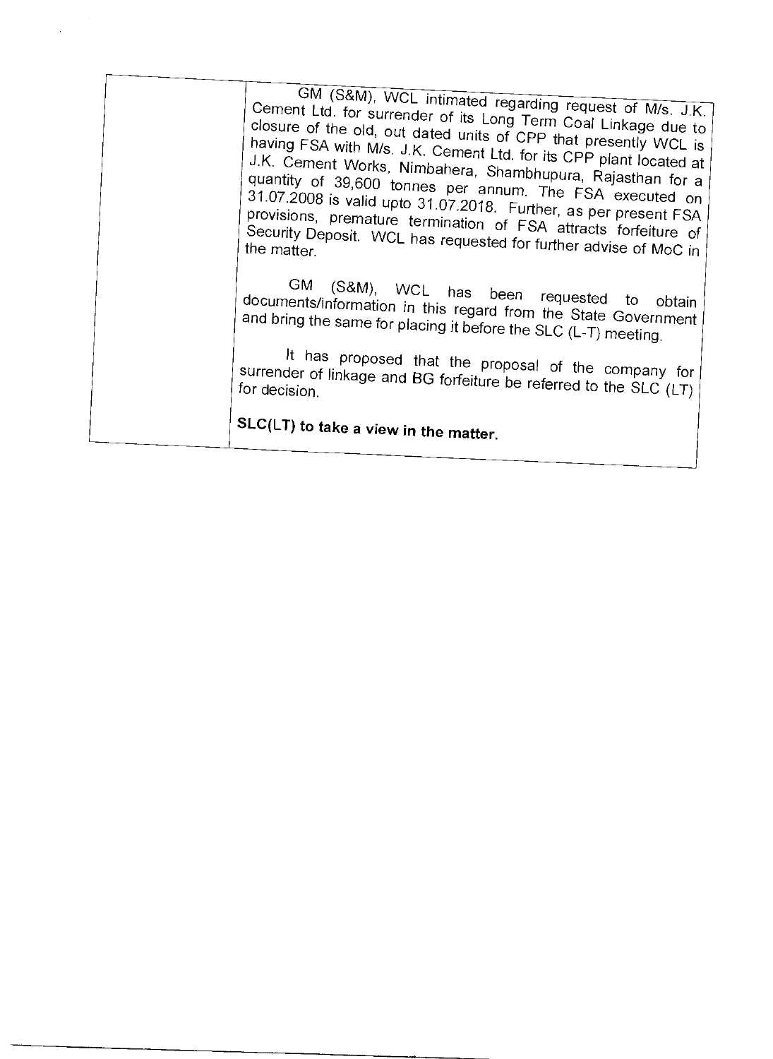| | |
|---|---|
| | GM (S&M), WCL intimated regarding request of M/s. J.K. Cement Ltd. for surrender of its Long Term Coal Linkage due to closure of the old, out dated units of CPP that presently WCL is having FSA with M/s. J.K. Cement Ltd. for its CPP plant located at J.K. Cement Works, Nimbahera, Shambhupura, Rajasthan for a quantity of 39,600 tonnes per annum. The FSA executed on 31.07.2008 is valid upto 31.07.2018. Further, as per present FSA provisions, premature termination of FSA attracts forfeiture of Security Deposit. WCL has requested for further advise of MoC in the matter.<br><br>GM (S&M), WCL has been requested to obtain documents/information in this regard from the State Government and bring the same for placing it before the SLC (L-T) meeting.<br><br>It has proposed that the proposal of the company for surrender of linkage and BG forfeiture be referred to the SLC (LT) for decision.<br><br>**SLC(LT) to take a view in the matter.** |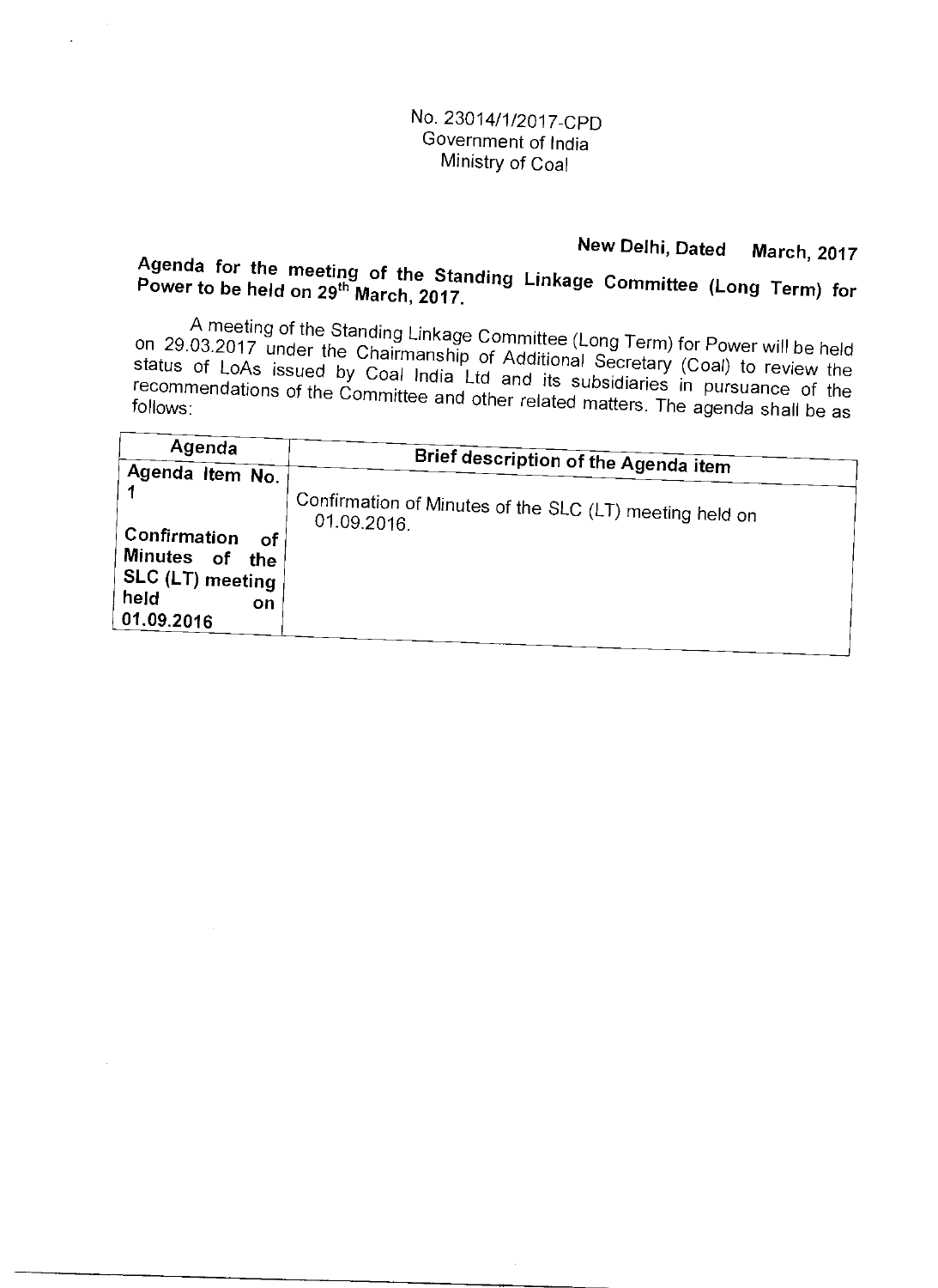No. 23014/1/2017-CPD
Government of India
Ministry of Coal

**New Delhi, Dated March, 2017**

**Agenda for the meeting of the Standing Linkage Committee (Long Term) for Power to be held on 29th March, 2017.**

A meeting of the Standing Linkage Committee (Long Term) for Power will be held on 29.03.2017 under the Chairmanship of Additional Secretary (Coal) to review the status of LoAs issued by Coal India Ltd and its subsidiaries in pursuance of the recommendations of the Committee and other related matters. The agenda shall be as follows:

| Agenda | Brief description of the Agenda item |
|---|---|
| **Agenda Item No. 1**<br><br>**Confirmation of Minutes of the SLC (LT) meeting held on 01.09.2016** | Confirmation of Minutes of the SLC (LT) meeting held on 01.09.2016. |